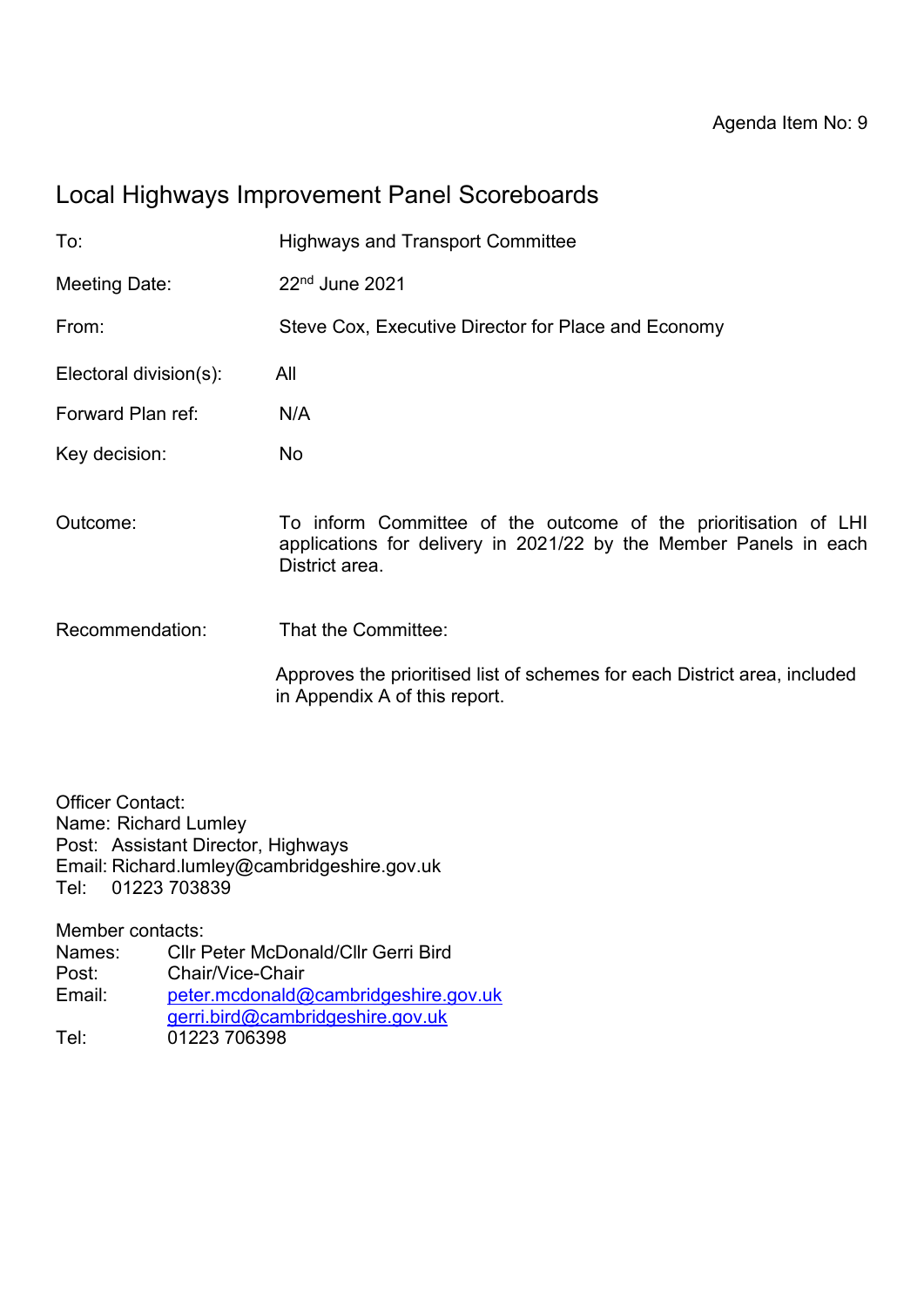Agenda Item No: 9

# Local Highways Improvement Panel Scoreboards

| | |
|---|---|
| To: | Highways and Transport Committee |
| Meeting Date: | 22nd June 2021 |
| From: | Steve Cox, Executive Director for Place and Economy |
| Electoral division(s): | All |
| Forward Plan ref: | N/A |
| Key decision: | No |
| Outcome: | To inform Committee of the outcome of the prioritisation of LHI applications for delivery in 2021/22 by the Member Panels in each District area. |
| Recommendation: | That the Committee:<br><br>Approves the prioritised list of schemes for each District area, included in Appendix A of this report. |

Officer Contact:
Name: Richard Lumley
Post: Assistant Director, Highways
Email: Richard.lumley@cambridgeshire.gov.uk
Tel: 01223 703839

Member contacts:
Names: Cllr Peter McDonald/Cllr Gerri Bird
Post: Chair/Vice-Chair
Email: peter.mcdonald@cambridgeshire.gov.uk
gerri.bird@cambridgeshire.gov.uk
Tel: 01223 706398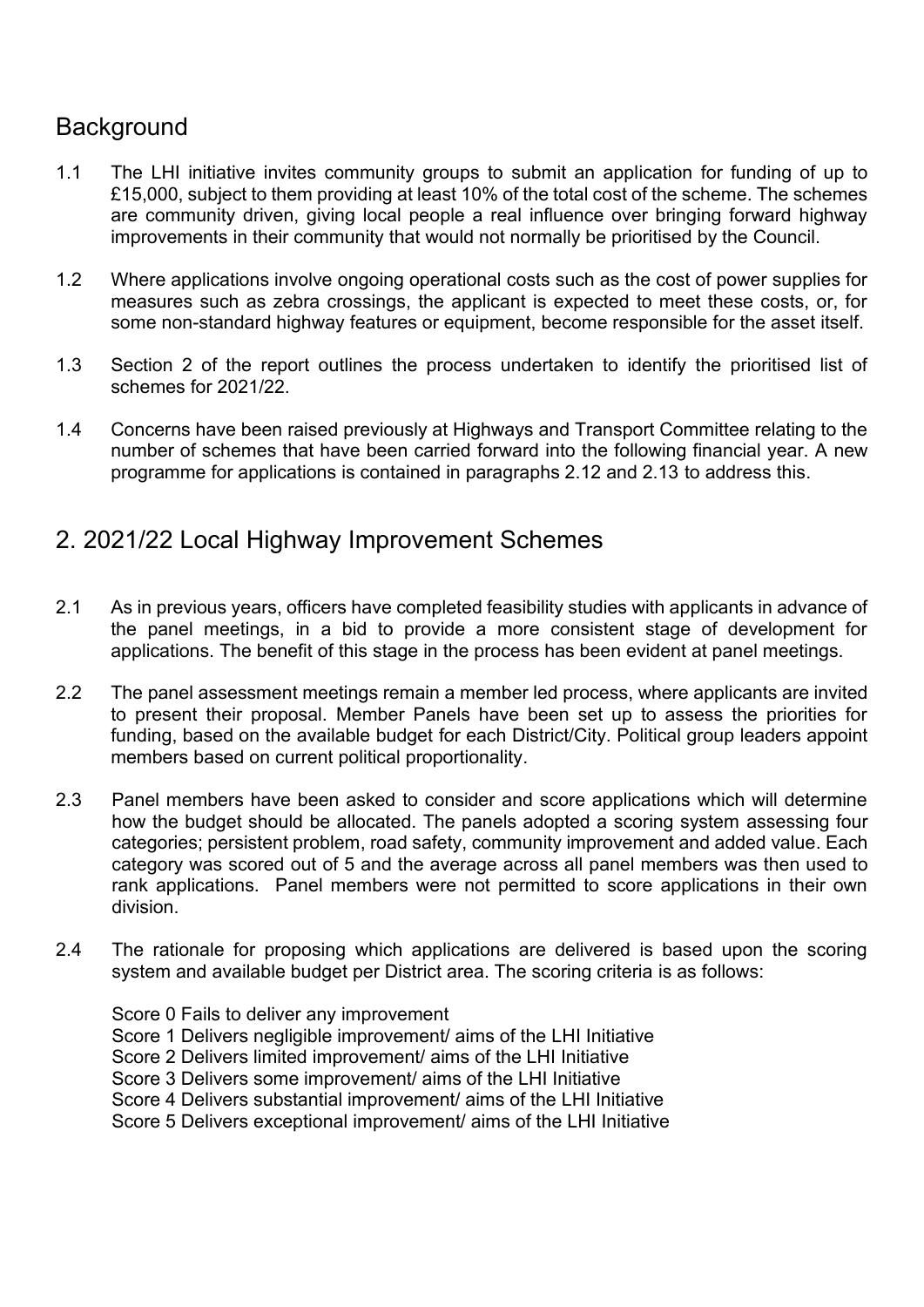## Background

1.1 The LHI initiative invites community groups to submit an application for funding of up to £15,000, subject to them providing at least 10% of the total cost of the scheme. The schemes are community driven, giving local people a real influence over bringing forward highway improvements in their community that would not normally be prioritised by the Council.

1.2 Where applications involve ongoing operational costs such as the cost of power supplies for measures such as zebra crossings, the applicant is expected to meet these costs, or, for some non-standard highway features or equipment, become responsible for the asset itself.

1.3 Section 2 of the report outlines the process undertaken to identify the prioritised list of schemes for 2021/22.

1.4 Concerns have been raised previously at Highways and Transport Committee relating to the number of schemes that have been carried forward into the following financial year. A new programme for applications is contained in paragraphs 2.12 and 2.13 to address this.

## 2. 2021/22 Local Highway Improvement Schemes

2.1 As in previous years, officers have completed feasibility studies with applicants in advance of the panel meetings, in a bid to provide a more consistent stage of development for applications. The benefit of this stage in the process has been evident at panel meetings.

2.2 The panel assessment meetings remain a member led process, where applicants are invited to present their proposal. Member Panels have been set up to assess the priorities for funding, based on the available budget for each District/City. Political group leaders appoint members based on current political proportionality.

2.3 Panel members have been asked to consider and score applications which will determine how the budget should be allocated. The panels adopted a scoring system assessing four categories; persistent problem, road safety, community improvement and added value. Each category was scored out of 5 and the average across all panel members was then used to rank applications. Panel members were not permitted to score applications in their own division.

2.4 The rationale for proposing which applications are delivered is based upon the scoring system and available budget per District area. The scoring criteria is as follows:

Score 0 Fails to deliver any improvement
Score 1 Delivers negligible improvement/ aims of the LHI Initiative
Score 2 Delivers limited improvement/ aims of the LHI Initiative
Score 3 Delivers some improvement/ aims of the LHI Initiative
Score 4 Delivers substantial improvement/ aims of the LHI Initiative
Score 5 Delivers exceptional improvement/ aims of the LHI Initiative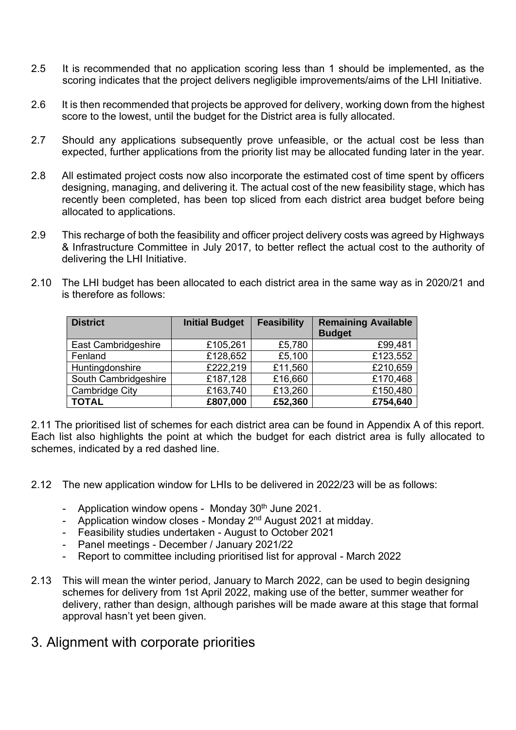2.5 It is recommended that no application scoring less than 1 should be implemented, as the scoring indicates that the project delivers negligible improvements/aims of the LHI Initiative.

2.6 It is then recommended that projects be approved for delivery, working down from the highest score to the lowest, until the budget for the District area is fully allocated.

2.7 Should any applications subsequently prove unfeasible, or the actual cost be less than expected, further applications from the priority list may be allocated funding later in the year.

2.8 All estimated project costs now also incorporate the estimated cost of time spent by officers designing, managing, and delivering it. The actual cost of the new feasibility stage, which has recently been completed, has been top sliced from each district area budget before being allocated to applications.

2.9 This recharge of both the feasibility and officer project delivery costs was agreed by Highways & Infrastructure Committee in July 2017, to better reflect the actual cost to the authority of delivering the LHI Initiative.

2.10 The LHI budget has been allocated to each district area in the same way as in 2020/21 and is therefore as follows:

| District | Initial Budget | Feasibility | Remaining Available Budget |
|---|---|---|---|
| East Cambridgeshire | £105,261 | £5,780 | £99,481 |
| Fenland | £128,652 | £5,100 | £123,552 |
| Huntingdonshire | £222,219 | £11,560 | £210,659 |
| South Cambridgeshire | £187,128 | £16,660 | £170,468 |
| Cambridge City | £163,740 | £13,260 | £150,480 |
| **TOTAL** | **£807,000** | **£52,360** | **£754,640** |

2.11 The prioritised list of schemes for each district area can be found in Appendix A of this report. Each list also highlights the point at which the budget for each district area is fully allocated to schemes, indicated by a red dashed line.

2.12 The new application window for LHIs to be delivered in 2022/23 will be as follows:

- Application window opens - Monday 30th June 2021.
- Application window closes - Monday 2nd August 2021 at midday.
- Feasibility studies undertaken - August to October 2021
- Panel meetings - December / January 2021/22
- Report to committee including prioritised list for approval - March 2022

2.13 This will mean the winter period, January to March 2022, can be used to begin designing schemes for delivery from 1st April 2022, making use of the better, summer weather for delivery, rather than design, although parishes will be made aware at this stage that formal approval hasn't yet been given.

## 3. Alignment with corporate priorities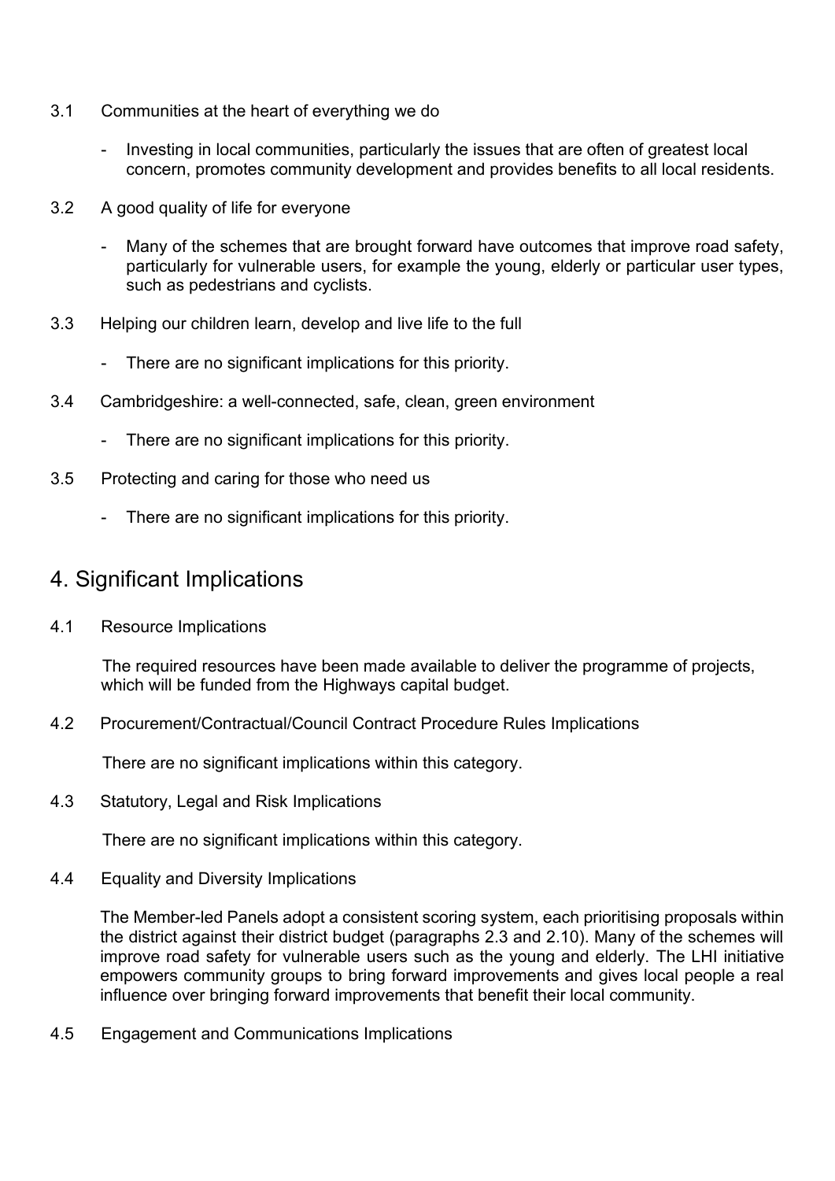3.1 Communities at the heart of everything we do

- Investing in local communities, particularly the issues that are often of greatest local concern, promotes community development and provides benefits to all local residents.

3.2 A good quality of life for everyone

- Many of the schemes that are brought forward have outcomes that improve road safety, particularly for vulnerable users, for example the young, elderly or particular user types, such as pedestrians and cyclists.

3.3 Helping our children learn, develop and live life to the full

- There are no significant implications for this priority.

3.4 Cambridgeshire: a well-connected, safe, clean, green environment

- There are no significant implications for this priority.

3.5 Protecting and caring for those who need us

- There are no significant implications for this priority.

## 4. Significant Implications

4.1 Resource Implications

The required resources have been made available to deliver the programme of projects, which will be funded from the Highways capital budget.

4.2 Procurement/Contractual/Council Contract Procedure Rules Implications

There are no significant implications within this category.

4.3 Statutory, Legal and Risk Implications

There are no significant implications within this category.

4.4 Equality and Diversity Implications

The Member-led Panels adopt a consistent scoring system, each prioritising proposals within the district against their district budget (paragraphs 2.3 and 2.10). Many of the schemes will improve road safety for vulnerable users such as the young and elderly. The LHI initiative empowers community groups to bring forward improvements and gives local people a real influence over bringing forward improvements that benefit their local community.

4.5 Engagement and Communications Implications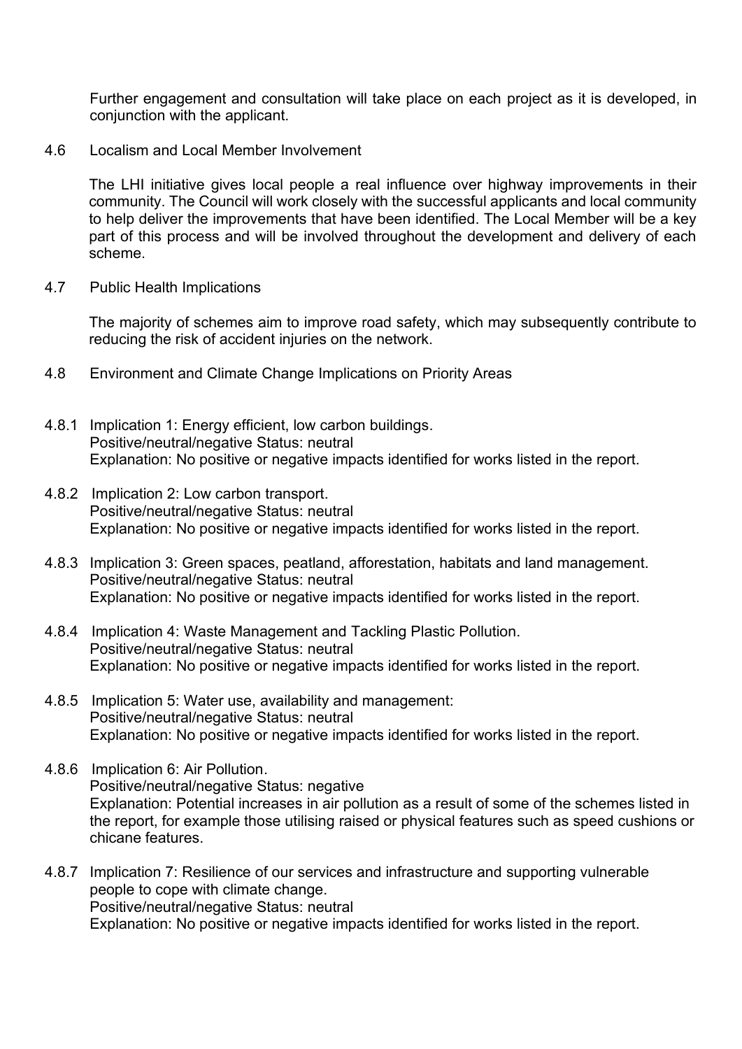Further engagement and consultation will take place on each project as it is developed, in conjunction with the applicant.

## 4.6 Localism and Local Member Involvement

The LHI initiative gives local people a real influence over highway improvements in their community. The Council will work closely with the successful applicants and local community to help deliver the improvements that have been identified. The Local Member will be a key part of this process and will be involved throughout the development and delivery of each scheme.

## 4.7 Public Health Implications

The majority of schemes aim to improve road safety, which may subsequently contribute to reducing the risk of accident injuries on the network.

## 4.8 Environment and Climate Change Implications on Priority Areas

4.8.1 Implication 1: Energy efficient, low carbon buildings.
Positive/neutral/negative Status: neutral
Explanation: No positive or negative impacts identified for works listed in the report.

4.8.2 Implication 2: Low carbon transport.
Positive/neutral/negative Status: neutral
Explanation: No positive or negative impacts identified for works listed in the report.

4.8.3 Implication 3: Green spaces, peatland, afforestation, habitats and land management.
Positive/neutral/negative Status: neutral
Explanation: No positive or negative impacts identified for works listed in the report.

4.8.4 Implication 4: Waste Management and Tackling Plastic Pollution.
Positive/neutral/negative Status: neutral
Explanation: No positive or negative impacts identified for works listed in the report.

4.8.5 Implication 5: Water use, availability and management:
Positive/neutral/negative Status: neutral
Explanation: No positive or negative impacts identified for works listed in the report.

4.8.6 Implication 6: Air Pollution.
Positive/neutral/negative Status: negative
Explanation: Potential increases in air pollution as a result of some of the schemes listed in the report, for example those utilising raised or physical features such as speed cushions or chicane features.

4.8.7 Implication 7: Resilience of our services and infrastructure and supporting vulnerable people to cope with climate change.
Positive/neutral/negative Status: neutral
Explanation: No positive or negative impacts identified for works listed in the report.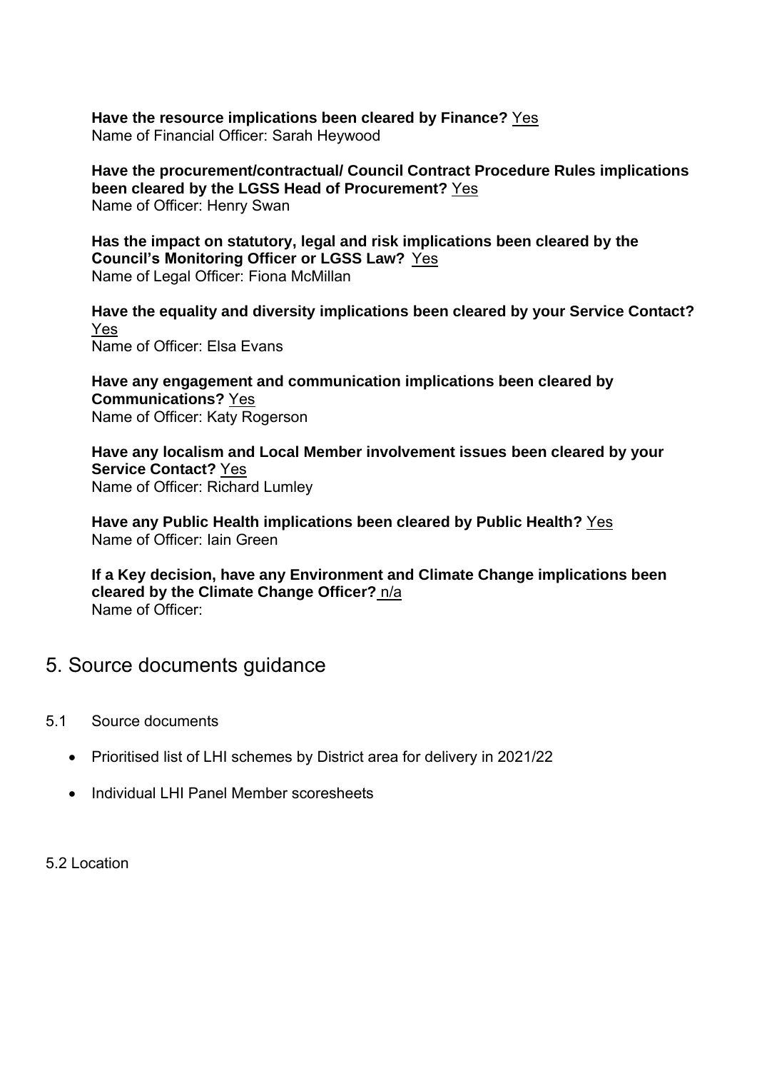**Have the resource implications been cleared by Finance?** Yes
Name of Financial Officer: Sarah Heywood

**Have the procurement/contractual/ Council Contract Procedure Rules implications been cleared by the LGSS Head of Procurement?** Yes
Name of Officer: Henry Swan

**Has the impact on statutory, legal and risk implications been cleared by the Council's Monitoring Officer or LGSS Law?** Yes
Name of Legal Officer: Fiona McMillan

**Have the equality and diversity implications been cleared by your Service Contact?** Yes
Name of Officer: Elsa Evans

**Have any engagement and communication implications been cleared by Communications?** Yes
Name of Officer: Katy Rogerson

**Have any localism and Local Member involvement issues been cleared by your Service Contact?** Yes
Name of Officer: Richard Lumley

**Have any Public Health implications been cleared by Public Health?** Yes
Name of Officer: Iain Green

**If a Key decision, have any Environment and Climate Change implications been cleared by the Climate Change Officer?** n/a
Name of Officer:

## 5. Source documents guidance

5.1 Source documents

- Prioritised list of LHI schemes by District area for delivery in 2021/22
- Individual LHI Panel Member scoresheets

5.2 Location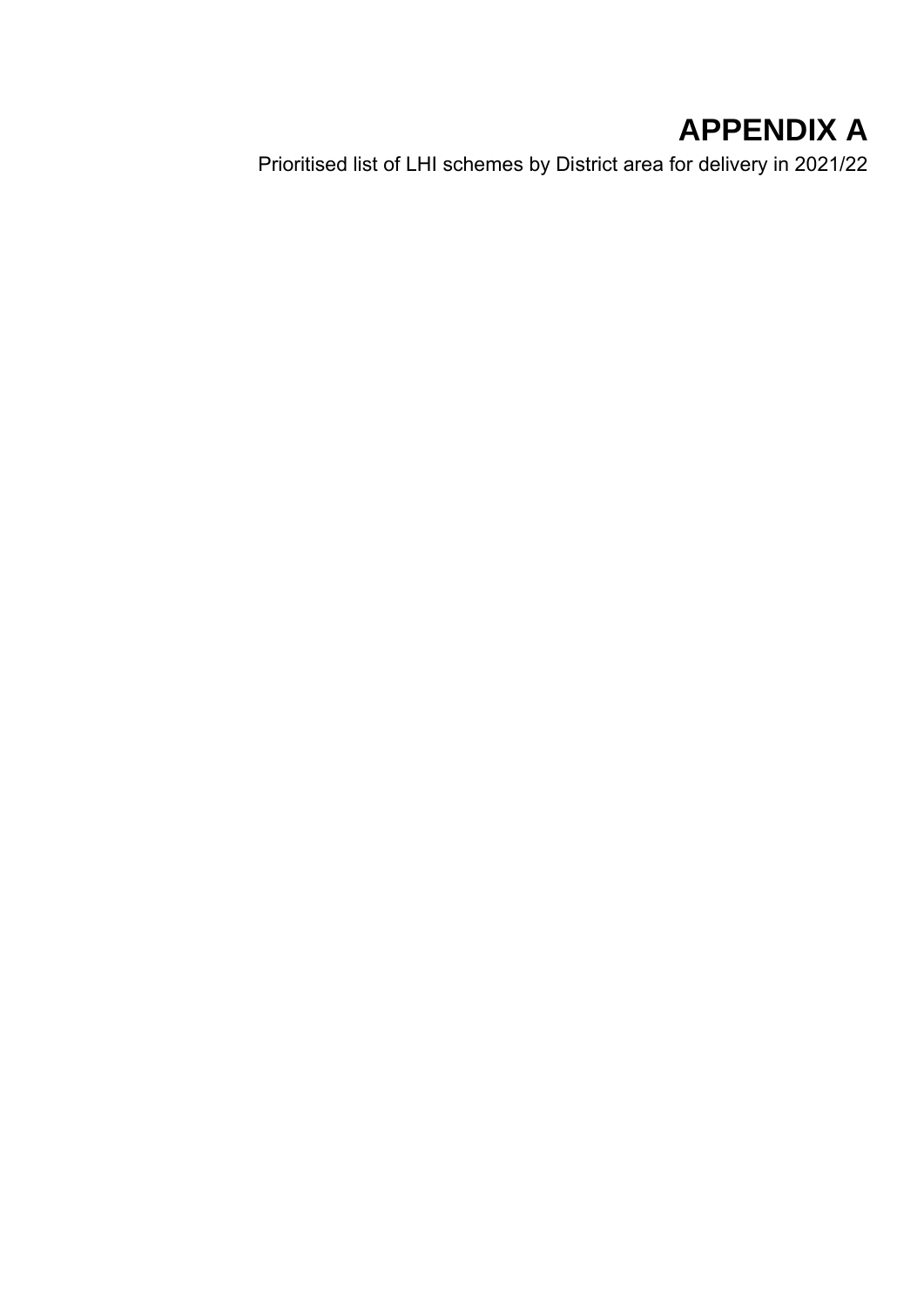# APPENDIX A

Prioritised list of LHI schemes by District area for delivery in 2021/22